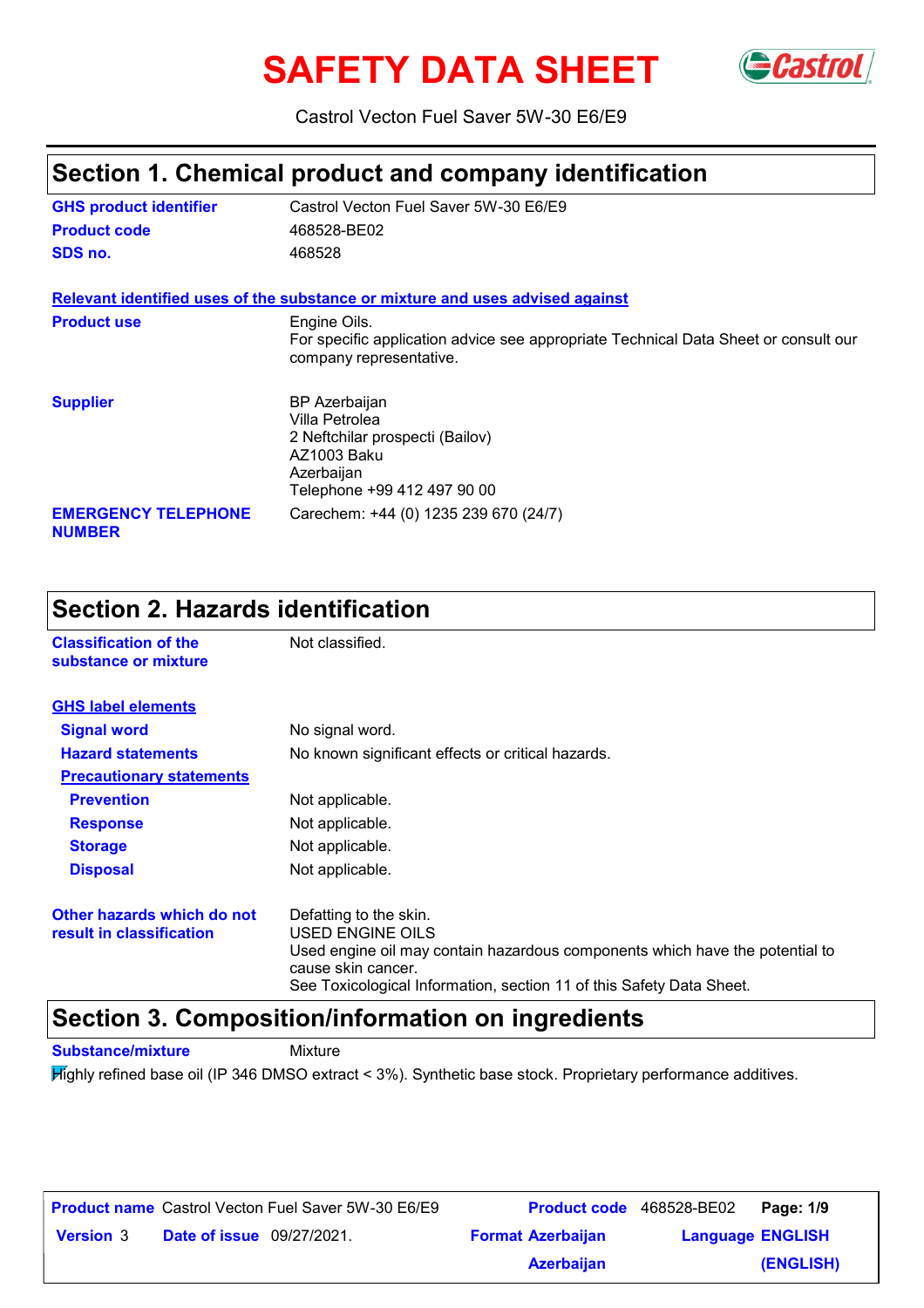# SAFETY DATA SHEET

Castrol Vecton Fuel Saver 5W-30 E6/E9

## Section 1. Chemical product and company identification

**GHS product identifier** Castrol Vecton Fuel Saver 5W-30 E6/E9

**Product code** 468528-BE02

**SDS no.** 468528

**Relevant identified uses of the substance or mixture and uses advised against**

**Product use** Engine Oils.
For specific application advice see appropriate Technical Data Sheet or consult our company representative.

**Supplier**
BP Azerbaijan
Villa Petrolea
2 Neftchilar prospecti (Bailov)
AZ1003 Baku
Azerbaijan
Telephone +99 412 497 90 00

**EMERGENCY TELEPHONE NUMBER** Carechem: +44 (0) 1235 239 670 (24/7)

## Section 2. Hazards identification

**Classification of the substance or mixture** Not classified.

**GHS label elements**

**Signal word** No signal word.

**Hazard statements** No known significant effects or critical hazards.

**Precautionary statements**

**Prevention** Not applicable.

**Response** Not applicable.

**Storage** Not applicable.

**Disposal** Not applicable.

**Other hazards which do not result in classification**
Defatting to the skin.
USED ENGINE OILS
Used engine oil may contain hazardous components which have the potential to cause skin cancer.
See Toxicological Information, section 11 of this Safety Data Sheet.

## Section 3. Composition/information on ingredients

**Substance/mixture** Mixture

Highly refined base oil (IP 346 DMSO extract < 3%). Synthetic base stock. Proprietary performance additives.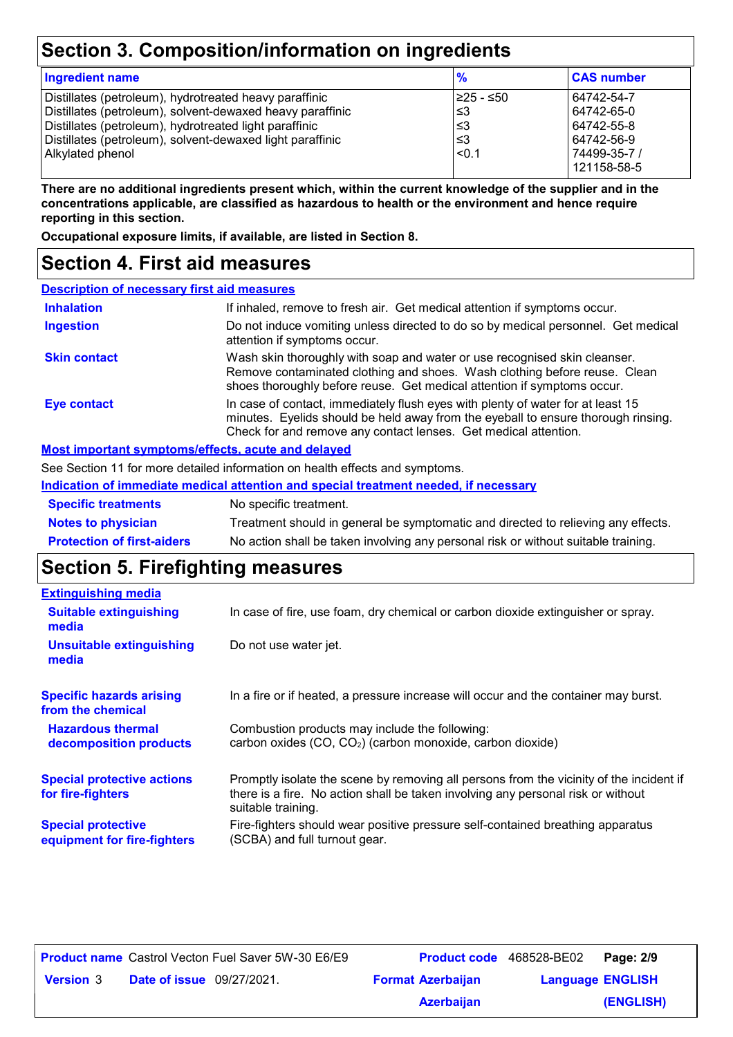## Section 3. Composition/information on ingredients

| Ingredient name | % | CAS number |
|---|---|---|
| Distillates (petroleum), hydrotreated heavy paraffinic | ≥25 - ≤50 | 64742-54-7 |
| Distillates (petroleum), solvent-dewaxed heavy paraffinic | ≤3 | 64742-65-0 |
| Distillates (petroleum), hydrotreated light paraffinic | ≤3 | 64742-55-8 |
| Distillates (petroleum), solvent-dewaxed light paraffinic | ≤3 | 64742-56-9 |
| Alkylated phenol | <0.1 | 74499-35-7 / 121158-58-5 |

**There are no additional ingredients present which, within the current knowledge of the supplier and in the concentrations applicable, are classified as hazardous to health or the environment and hence require reporting in this section.**

**Occupational exposure limits, if available, are listed in Section 8.**

## Section 4. First aid measures

**Description of necessary first aid measures**

**Inhalation** — If inhaled, remove to fresh air. Get medical attention if symptoms occur.

**Ingestion** — Do not induce vomiting unless directed to do so by medical personnel. Get medical attention if symptoms occur.

**Skin contact** — Wash skin thoroughly with soap and water or use recognised skin cleanser. Remove contaminated clothing and shoes. Wash clothing before reuse. Clean shoes thoroughly before reuse. Get medical attention if symptoms occur.

**Eye contact** — In case of contact, immediately flush eyes with plenty of water for at least 15 minutes. Eyelids should be held away from the eyeball to ensure thorough rinsing. Check for and remove any contact lenses. Get medical attention.

**Most important symptoms/effects, acute and delayed**

See Section 11 for more detailed information on health effects and symptoms.

**Indication of immediate medical attention and special treatment needed, if necessary**

**Specific treatments** — No specific treatment.

**Notes to physician** — Treatment should in general be symptomatic and directed to relieving any effects.

**Protection of first-aiders** — No action shall be taken involving any personal risk or without suitable training.

## Section 5. Firefighting measures

**Extinguishing media**

**Suitable extinguishing media** — In case of fire, use foam, dry chemical or carbon dioxide extinguisher or spray.

**Unsuitable extinguishing media** — Do not use water jet.

**Specific hazards arising from the chemical** — In a fire or if heated, a pressure increase will occur and the container may burst.

**Hazardous thermal decomposition products** — Combustion products may include the following: carbon oxides (CO, $CO_2$) (carbon monoxide, carbon dioxide)

**Special protective actions for fire-fighters** — Promptly isolate the scene by removing all persons from the vicinity of the incident if there is a fire. No action shall be taken involving any personal risk or without suitable training.

**Special protective equipment for fire-fighters** — Fire-fighters should wear positive pressure self-contained breathing apparatus (SCBA) and full turnout gear.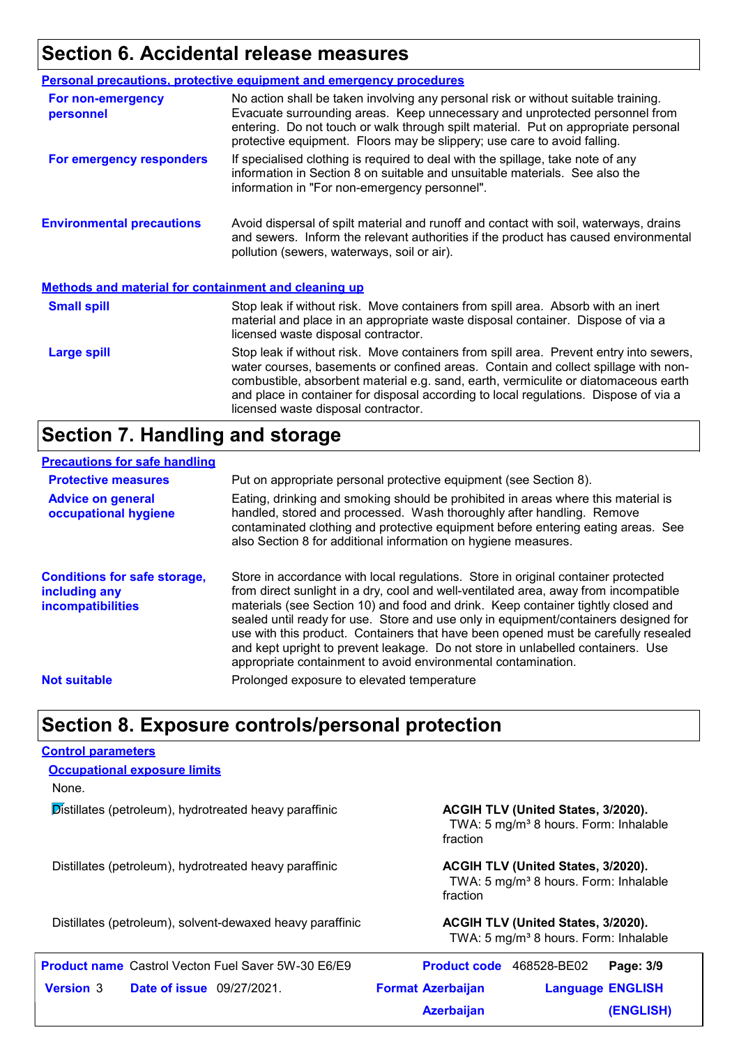## Section 6. Accidental release measures

**Personal precautions, protective equipment and emergency procedures**

**For non-emergency personnel**
No action shall be taken involving any personal risk or without suitable training. Evacuate surrounding areas. Keep unnecessary and unprotected personnel from entering. Do not touch or walk through spilt material. Put on appropriate personal protective equipment. Floors may be slippery; use care to avoid falling.

**For emergency responders**
If specialised clothing is required to deal with the spillage, take note of any information in Section 8 on suitable and unsuitable materials. See also the information in "For non-emergency personnel".

**Environmental precautions**
Avoid dispersal of spilt material and runoff and contact with soil, waterways, drains and sewers. Inform the relevant authorities if the product has caused environmental pollution (sewers, waterways, soil or air).

**Methods and material for containment and cleaning up**

**Small spill**
Stop leak if without risk. Move containers from spill area. Absorb with an inert material and place in an appropriate waste disposal container. Dispose of via a licensed waste disposal contractor.

**Large spill**
Stop leak if without risk. Move containers from spill area. Prevent entry into sewers, water courses, basements or confined areas. Contain and collect spillage with non-combustible, absorbent material e.g. sand, earth, vermiculite or diatomaceous earth and place in container for disposal according to local regulations. Dispose of via a licensed waste disposal contractor.

## Section 7. Handling and storage

**Precautions for safe handling**

**Protective measures**
Put on appropriate personal protective equipment (see Section 8).

**Advice on general occupational hygiene**
Eating, drinking and smoking should be prohibited in areas where this material is handled, stored and processed. Wash thoroughly after handling. Remove contaminated clothing and protective equipment before entering eating areas. See also Section 8 for additional information on hygiene measures.

**Conditions for safe storage, including any incompatibilities**
Store in accordance with local regulations. Store in original container protected from direct sunlight in a dry, cool and well-ventilated area, away from incompatible materials (see Section 10) and food and drink. Keep container tightly closed and sealed until ready for use. Store and use only in equipment/containers designed for use with this product. Containers that have been opened must be carefully resealed and kept upright to prevent leakage. Do not store in unlabelled containers. Use appropriate containment to avoid environmental contamination.

**Not suitable**
Prolonged exposure to elevated temperature

## Section 8. Exposure controls/personal protection

**Control parameters**

**Occupational exposure limits**

None.

| | |
|---|---|
| Distillates (petroleum), hydrotreated heavy paraffinic | **ACGIH TLV (United States, 3/2020).** TWA: 5 mg/m³ 8 hours. Form: Inhalable fraction |
| Distillates (petroleum), hydrotreated heavy paraffinic | **ACGIH TLV (United States, 3/2020).** TWA: 5 mg/m³ 8 hours. Form: Inhalable fraction |
| Distillates (petroleum), solvent-dewaxed heavy paraffinic | **ACGIH TLV (United States, 3/2020).** TWA: 5 mg/m³ 8 hours. Form: Inhalable |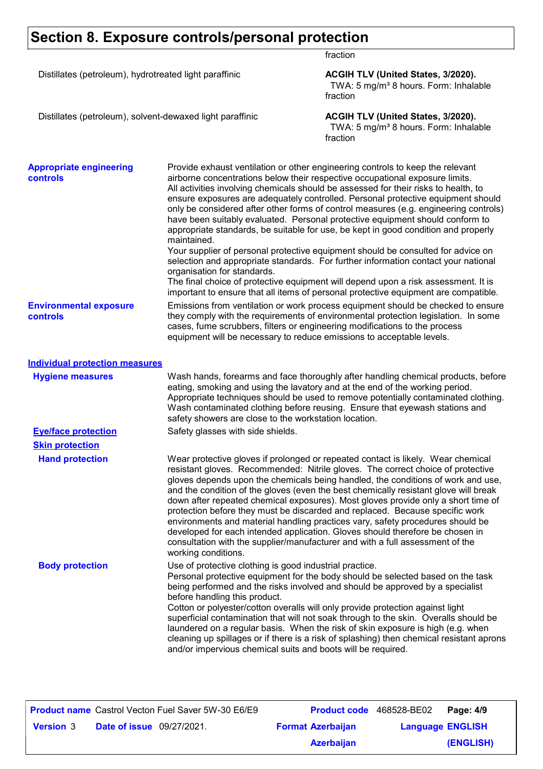## Section 8. Exposure controls/personal protection

| | |
|---|---|
| | fraction |
| Distillates (petroleum), hydrotreated light paraffinic | **ACGIH TLV (United States, 3/2020).** TWA: 5 mg/m³ 8 hours. Form: Inhalable fraction |
| Distillates (petroleum), solvent-dewaxed light paraffinic | **ACGIH TLV (United States, 3/2020).** TWA: 5 mg/m³ 8 hours. Form: Inhalable fraction |

**Appropriate engineering controls**

Provide exhaust ventilation or other engineering controls to keep the relevant airborne concentrations below their respective occupational exposure limits. All activities involving chemicals should be assessed for their risks to health, to ensure exposures are adequately controlled. Personal protective equipment should only be considered after other forms of control measures (e.g. engineering controls) have been suitably evaluated. Personal protective equipment should conform to appropriate standards, be suitable for use, be kept in good condition and properly maintained.
Your supplier of personal protective equipment should be consulted for advice on selection and appropriate standards. For further information contact your national organisation for standards.
The final choice of protective equipment will depend upon a risk assessment. It is important to ensure that all items of personal protective equipment are compatible.

**Environmental exposure controls**

Emissions from ventilation or work process equipment should be checked to ensure they comply with the requirements of environmental protection legislation. In some cases, fume scrubbers, filters or engineering modifications to the process equipment will be necessary to reduce emissions to acceptable levels.

### Individual protection measures

**Hygiene measures**

Wash hands, forearms and face thoroughly after handling chemical products, before eating, smoking and using the lavatory and at the end of the working period. Appropriate techniques should be used to remove potentially contaminated clothing. Wash contaminated clothing before reusing. Ensure that eyewash stations and safety showers are close to the workstation location.

**Eye/face protection**

Safety glasses with side shields.

**Skin protection**

**Hand protection**

Wear protective gloves if prolonged or repeated contact is likely. Wear chemical resistant gloves. Recommended: Nitrile gloves. The correct choice of protective gloves depends upon the chemicals being handled, the conditions of work and use, and the condition of the gloves (even the best chemically resistant glove will break down after repeated chemical exposures). Most gloves provide only a short time of protection before they must be discarded and replaced. Because specific work environments and material handling practices vary, safety procedures should be developed for each intended application. Gloves should therefore be chosen in consultation with the supplier/manufacturer and with a full assessment of the working conditions.

**Body protection**

Use of protective clothing is good industrial practice.
Personal protective equipment for the body should be selected based on the task being performed and the risks involved and should be approved by a specialist before handling this product.
Cotton or polyester/cotton overalls will only provide protection against light superficial contamination that will not soak through to the skin. Overalls should be laundered on a regular basis. When the risk of skin exposure is high (e.g. when cleaning up spillages or if there is a risk of splashing) then chemical resistant aprons and/or impervious chemical suits and boots will be required.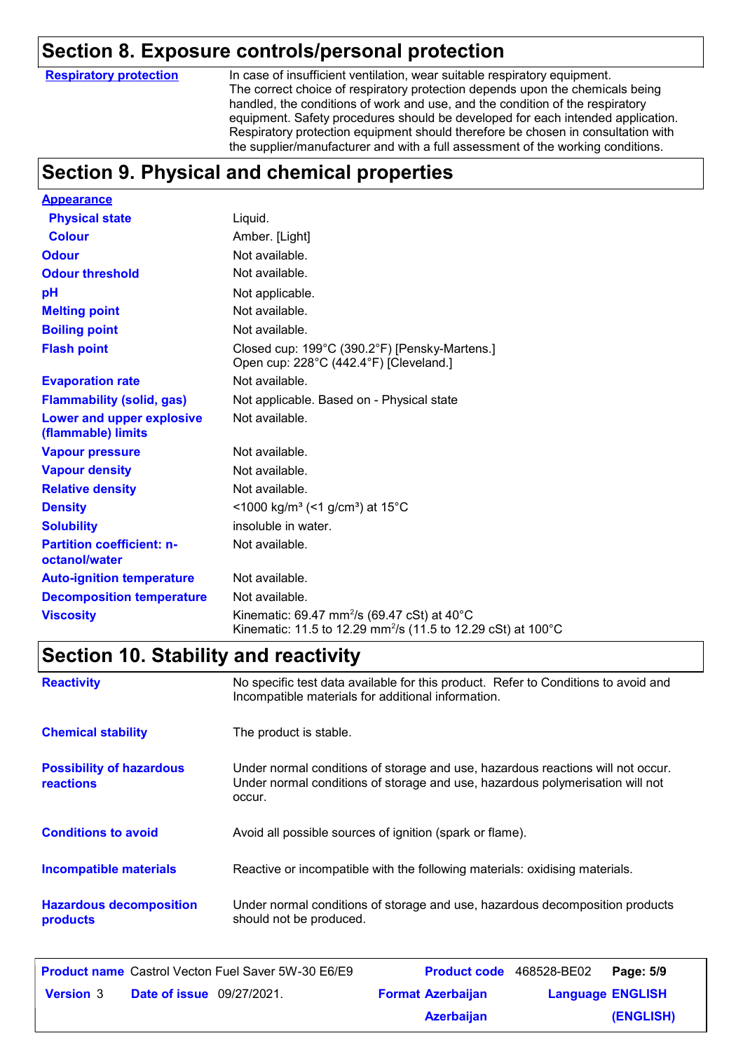## Section 8. Exposure controls/personal protection

| | |
|---|---|
| **Respiratory protection** | In case of insufficient ventilation, wear suitable respiratory equipment. The correct choice of respiratory protection depends upon the chemicals being handled, the conditions of work and use, and the condition of the respiratory equipment. Safety procedures should be developed for each intended application. Respiratory protection equipment should therefore be chosen in consultation with the supplier/manufacturer and with a full assessment of the working conditions. |

## Section 9. Physical and chemical properties

| | |
|---|---|
| **Appearance** | |
| **Physical state** | Liquid. |
| **Colour** | Amber. [Light] |
| **Odour** | Not available. |
| **Odour threshold** | Not available. |
| **pH** | Not applicable. |
| **Melting point** | Not available. |
| **Boiling point** | Not available. |
| **Flash point** | Closed cup: 199°C (390.2°F) [Pensky-Martens.]<br>Open cup: 228°C (442.4°F) [Cleveland.] |
| **Evaporation rate** | Not available. |
| **Flammability (solid, gas)** | Not applicable. Based on - Physical state |
| **Lower and upper explosive (flammable) limits** | Not available. |
| **Vapour pressure** | Not available. |
| **Vapour density** | Not available. |
| **Relative density** | Not available. |
| **Density** | <1000 kg/m³ (<1 g/cm³) at 15°C |
| **Solubility** | insoluble in water. |
| **Partition coefficient: n-octanol/water** | Not available. |
| **Auto-ignition temperature** | Not available. |
| **Decomposition temperature** | Not available. |
| **Viscosity** | Kinematic: 69.47 $mm^2/s$ (69.47 cSt) at 40°C<br>Kinematic: 11.5 to 12.29 $mm^2/s$ (11.5 to 12.29 cSt) at 100°C |

## Section 10. Stability and reactivity

| | |
|---|---|
| **Reactivity** | No specific test data available for this product. Refer to Conditions to avoid and Incompatible materials for additional information. |
| **Chemical stability** | The product is stable. |
| **Possibility of hazardous reactions** | Under normal conditions of storage and use, hazardous reactions will not occur. Under normal conditions of storage and use, hazardous polymerisation will not occur. |
| **Conditions to avoid** | Avoid all possible sources of ignition (spark or flame). |
| **Incompatible materials** | Reactive or incompatible with the following materials: oxidising materials. |
| **Hazardous decomposition products** | Under normal conditions of storage and use, hazardous decomposition products should not be produced. |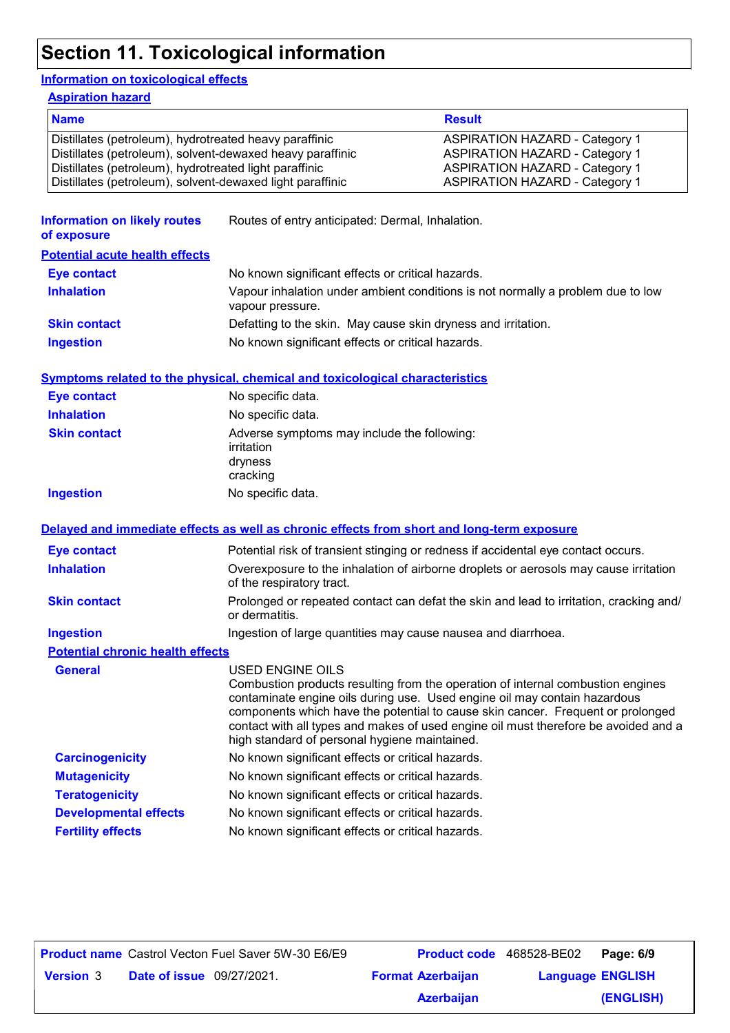# Section 11. Toxicological information

## Information on toxicological effects

### Aspiration hazard

| Name | Result |
| --- | --- |
| Distillates (petroleum), hydrotreated heavy paraffinic | ASPIRATION HAZARD - Category 1 |
| Distillates (petroleum), solvent-dewaxed heavy paraffinic | ASPIRATION HAZARD - Category 1 |
| Distillates (petroleum), hydrotreated light paraffinic | ASPIRATION HAZARD - Category 1 |
| Distillates (petroleum), solvent-dewaxed light paraffinic | ASPIRATION HAZARD - Category 1 |

**Information on likely routes of exposure**: Routes of entry anticipated: Dermal, Inhalation.

### Potential acute health effects

**Eye contact**: No known significant effects or critical hazards.

**Inhalation**: Vapour inhalation under ambient conditions is not normally a problem due to low vapour pressure.

**Skin contact**: Defatting to the skin. May cause skin dryness and irritation.

**Ingestion**: No known significant effects or critical hazards.

### Symptoms related to the physical, chemical and toxicological characteristics

**Eye contact**: No specific data.

**Inhalation**: No specific data.

**Skin contact**: Adverse symptoms may include the following:
irritation
dryness
cracking

**Ingestion**: No specific data.

### Delayed and immediate effects as well as chronic effects from short and long-term exposure

**Eye contact**: Potential risk of transient stinging or redness if accidental eye contact occurs.

**Inhalation**: Overexposure to the inhalation of airborne droplets or aerosols may cause irritation of the respiratory tract.

**Skin contact**: Prolonged or repeated contact can defat the skin and lead to irritation, cracking and/or dermatitis.

**Ingestion**: Ingestion of large quantities may cause nausea and diarrhoea.

### Potential chronic health effects

**General**: USED ENGINE OILS
Combustion products resulting from the operation of internal combustion engines contaminate engine oils during use. Used engine oil may contain hazardous components which have the potential to cause skin cancer. Frequent or prolonged contact with all types and makes of used engine oil must therefore be avoided and a high standard of personal hygiene maintained.

**Carcinogenicity**: No known significant effects or critical hazards.

**Mutagenicity**: No known significant effects or critical hazards.

**Teratogenicity**: No known significant effects or critical hazards.

**Developmental effects**: No known significant effects or critical hazards.

**Fertility effects**: No known significant effects or critical hazards.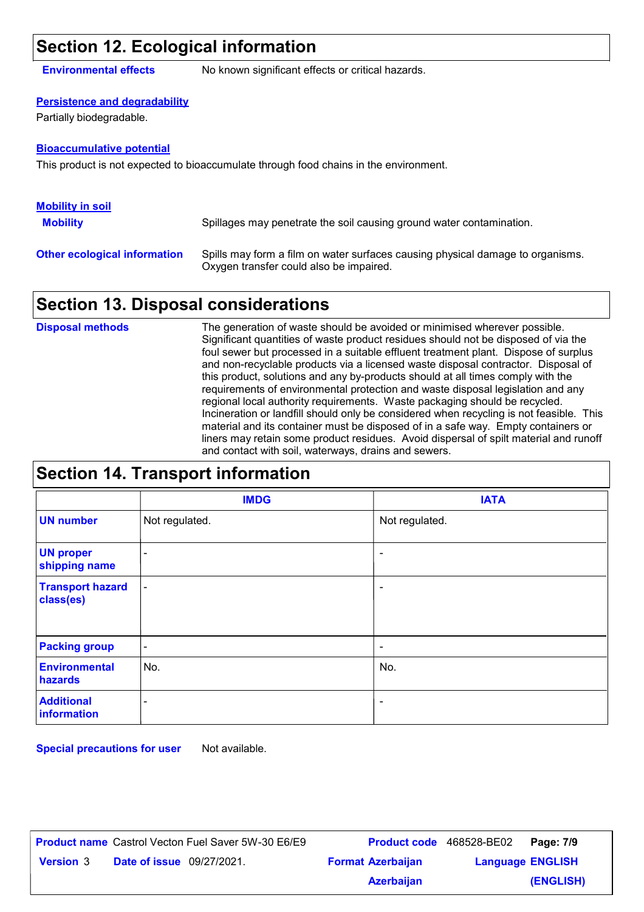## Section 12. Ecological information

**Environmental effects** No known significant effects or critical hazards.

**Persistence and degradability**

Partially biodegradable.

**Bioaccumulative potential**

This product is not expected to bioaccumulate through food chains in the environment.

**Mobility in soil**

**Mobility** Spillages may penetrate the soil causing ground water contamination.

**Other ecological information** Spills may form a film on water surfaces causing physical damage to organisms. Oxygen transfer could also be impaired.

## Section 13. Disposal considerations

**Disposal methods** The generation of waste should be avoided or minimised wherever possible. Significant quantities of waste product residues should not be disposed of via the foul sewer but processed in a suitable effluent treatment plant. Dispose of surplus and non-recyclable products via a licensed waste disposal contractor. Disposal of this product, solutions and any by-products should at all times comply with the requirements of environmental protection and waste disposal legislation and any regional local authority requirements. Waste packaging should be recycled. Incineration or landfill should only be considered when recycling is not feasible. This material and its container must be disposed of in a safe way. Empty containers or liners may retain some product residues. Avoid dispersal of spilt material and runoff and contact with soil, waterways, drains and sewers.

## Section 14. Transport information

| | IMDG | IATA |
|---|---|---|
| **UN number** | Not regulated. | Not regulated. |
| **UN proper shipping name** | - | - |
| **Transport hazard class(es)** | - | - |
| **Packing group** | - | - |
| **Environmental hazards** | No. | No. |
| **Additional information** | - | - |

**Special precautions for user** Not available.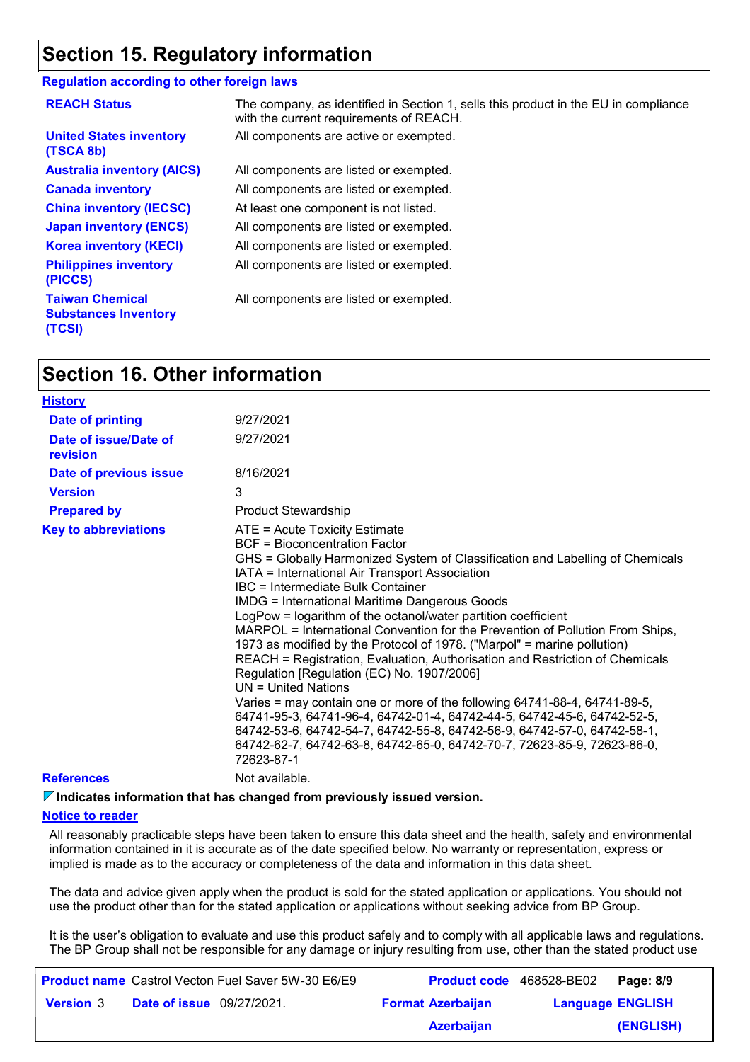## Section 15. Regulatory information

**Regulation according to other foreign laws**

| | |
|---|---|
| **REACH Status** | The company, as identified in Section 1, sells this product in the EU in compliance with the current requirements of REACH. |
| **United States inventory (TSCA 8b)** | All components are active or exempted. |
| **Australia inventory (AICS)** | All components are listed or exempted. |
| **Canada inventory** | All components are listed or exempted. |
| **China inventory (IECSC)** | At least one component is not listed. |
| **Japan inventory (ENCS)** | All components are listed or exempted. |
| **Korea inventory (KECI)** | All components are listed or exempted. |
| **Philippines inventory (PICCS)** | All components are listed or exempted. |
| **Taiwan Chemical Substances Inventory (TCSI)** | All components are listed or exempted. |

## Section 16. Other information

**History**

| | |
|---|---|
| **Date of printing** | 9/27/2021 |
| **Date of issue/Date of revision** | 9/27/2021 |
| **Date of previous issue** | 8/16/2021 |
| **Version** | 3 |
| **Prepared by** | Product Stewardship |

**Key to abbreviations**

ATE = Acute Toxicity Estimate
BCF = Bioconcentration Factor
GHS = Globally Harmonized System of Classification and Labelling of Chemicals
IATA = International Air Transport Association
IBC = Intermediate Bulk Container
IMDG = International Maritime Dangerous Goods
LogPow = logarithm of the octanol/water partition coefficient
MARPOL = International Convention for the Prevention of Pollution From Ships, 1973 as modified by the Protocol of 1978. ("Marpol" = marine pollution)
REACH = Registration, Evaluation, Authorisation and Restriction of Chemicals Regulation [Regulation (EC) No. 1907/2006]
UN = United Nations
Varies = may contain one or more of the following 64741-88-4, 64741-89-5, 64741-95-3, 64741-96-4, 64742-01-4, 64742-44-5, 64742-45-6, 64742-52-5, 64742-53-6, 64742-54-7, 64742-55-8, 64742-56-9, 64742-57-0, 64742-58-1, 64742-62-7, 64742-63-8, 64742-65-0, 64742-70-7, 72623-85-9, 72623-86-0, 72623-87-1

**References** Not available.

**Indicates information that has changed from previously issued version.**

**Notice to reader**

All reasonably practicable steps have been taken to ensure this data sheet and the health, safety and environmental information contained in it is accurate as of the date specified below. No warranty or representation, express or implied is made as to the accuracy or completeness of the data and information in this data sheet.

The data and advice given apply when the product is sold for the stated application or applications. You should not use the product other than for the stated application or applications without seeking advice from BP Group.

It is the user's obligation to evaluate and use this product safely and to comply with all applicable laws and regulations. The BP Group shall not be responsible for any damage or injury resulting from use, other than the stated product use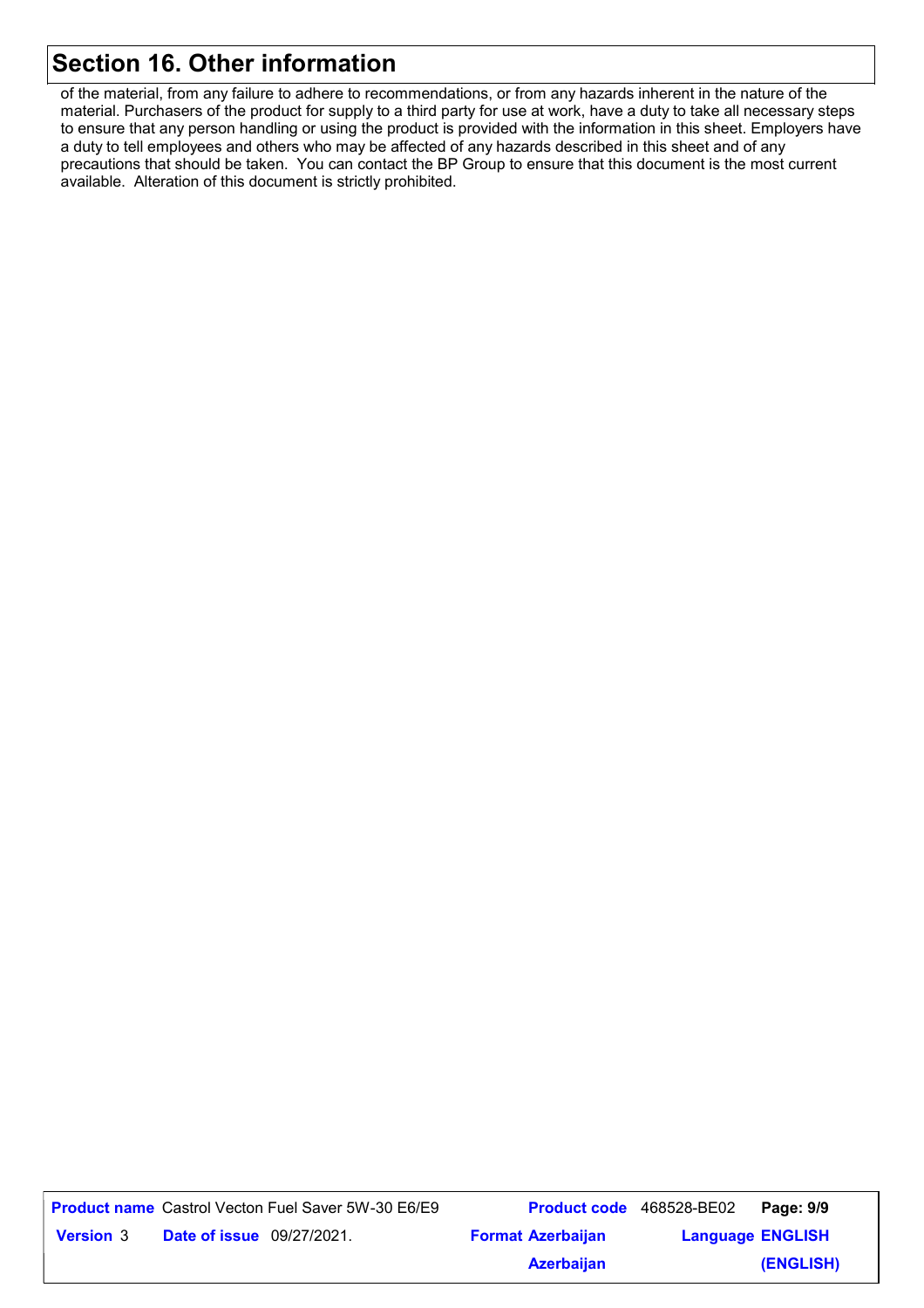## Section 16. Other information

of the material, from any failure to adhere to recommendations, or from any hazards inherent in the nature of the material. Purchasers of the product for supply to a third party for use at work, have a duty to take all necessary steps to ensure that any person handling or using the product is provided with the information in this sheet. Employers have a duty to tell employees and others who may be affected of any hazards described in this sheet and of any precautions that should be taken. You can contact the BP Group to ensure that this document is the most current available. Alteration of this document is strictly prohibited.